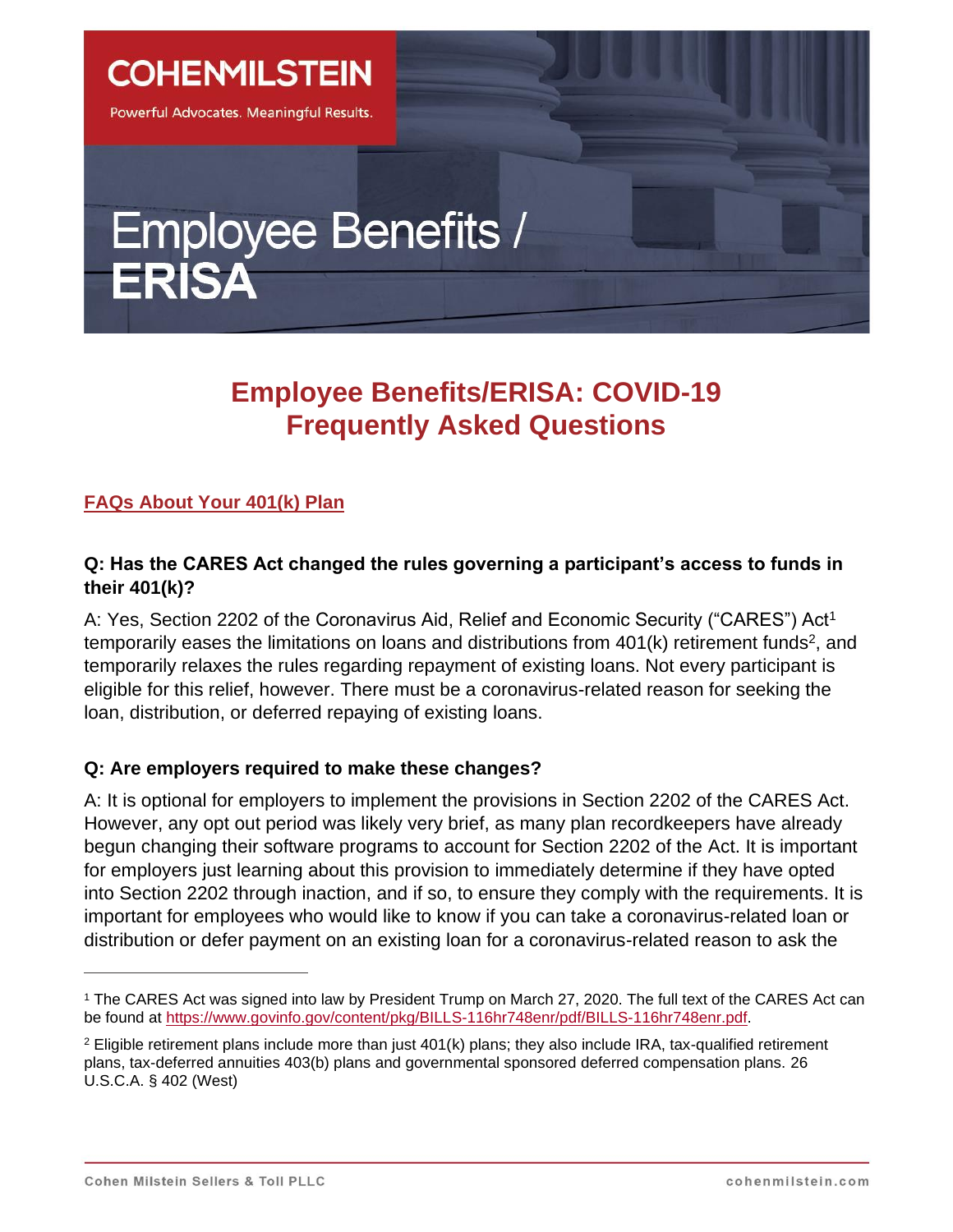COHENMILSTEIN

Powerful Advocates. Meaningful Results.

# Employee Benefits / ERISA

## Employee Benefits/ERISA: COVID-19 Frequently Asked Questions

### FAQs About Your 401(k) Plan

**Q: Has the CARES Act changed the rules governing a participant's access to funds in their 401(k)?**

A: Yes, Section 2202 of the Coronavirus Aid, Relief and Economic Security ("CARES") Act[1] temporarily eases the limitations on loans and distributions from 401(k) retirement funds[2], and temporarily relaxes the rules regarding repayment of existing loans. Not every participant is eligible for this relief, however. There must be a coronavirus-related reason for seeking the loan, distribution, or deferred repaying of existing loans.

**Q: Are employers required to make these changes?**

A: It is optional for employers to implement the provisions in Section 2202 of the CARES Act. However, any opt out period was likely very brief, as many plan recordkeepers have already begun changing their software programs to account for Section 2202 of the Act. It is important for employers just learning about this provision to immediately determine if they have opted into Section 2202 through inaction, and if so, to ensure they comply with the requirements. It is important for employees who would like to know if you can take a coronavirus-related loan or distribution or defer payment on an existing loan for a coronavirus-related reason to ask the

---

[1] The CARES Act was signed into law by President Trump on March 27, 2020. The full text of the CARES Act can be found at https://www.govinfo.gov/content/pkg/BILLS-116hr748enr/pdf/BILLS-116hr748enr.pdf.

[2] Eligible retirement plans include more than just 401(k) plans; they also include IRA, tax-qualified retirement plans, tax-deferred annuities 403(b) plans and governmental sponsored deferred compensation plans. 26 U.S.C.A. § 402 (West)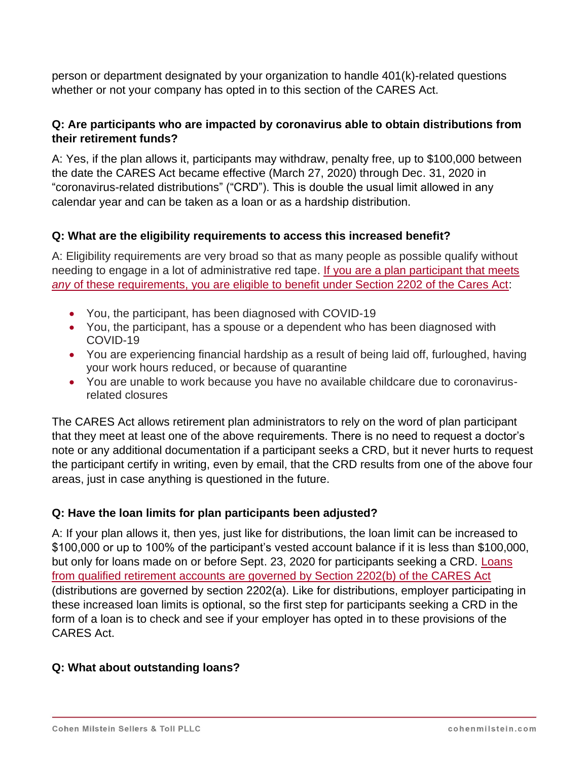person or department designated by your organization to handle 401(k)-related questions whether or not your company has opted in to this section of the CARES Act.

**Q: Are participants who are impacted by coronavirus able to obtain distributions from their retirement funds?**

A: Yes, if the plan allows it, participants may withdraw, penalty free, up to $100,000 between the date the CARES Act became effective (March 27, 2020) through Dec. 31, 2020 in "coronavirus-related distributions" ("CRD"). This is double the usual limit allowed in any calendar year and can be taken as a loan or as a hardship distribution.

**Q: What are the eligibility requirements to access this increased benefit?**

A: Eligibility requirements are very broad so that as many people as possible qualify without needing to engage in a lot of administrative red tape. If you are a plan participant that meets *any* of these requirements, you are eligible to benefit under Section 2202 of the Cares Act:

- You, the participant, has been diagnosed with COVID-19
- You, the participant, has a spouse or a dependent who has been diagnosed with COVID-19
- You are experiencing financial hardship as a result of being laid off, furloughed, having your work hours reduced, or because of quarantine
- You are unable to work because you have no available childcare due to coronavirus-related closures

The CARES Act allows retirement plan administrators to rely on the word of plan participant that they meet at least one of the above requirements. There is no need to request a doctor's note or any additional documentation if a participant seeks a CRD, but it never hurts to request the participant certify in writing, even by email, that the CRD results from one of the above four areas, just in case anything is questioned in the future.

**Q: Have the loan limits for plan participants been adjusted?**

A: If your plan allows it, then yes, just like for distributions, the loan limit can be increased to $100,000 or up to 100% of the participant's vested account balance if it is less than $100,000, but only for loans made on or before Sept. 23, 2020 for participants seeking a CRD. Loans from qualified retirement accounts are governed by Section 2202(b) of the CARES Act (distributions are governed by section 2202(a). Like for distributions, employer participating in these increased loan limits is optional, so the first step for participants seeking a CRD in the form of a loan is to check and see if your employer has opted in to these provisions of the CARES Act.

**Q: What about outstanding loans?**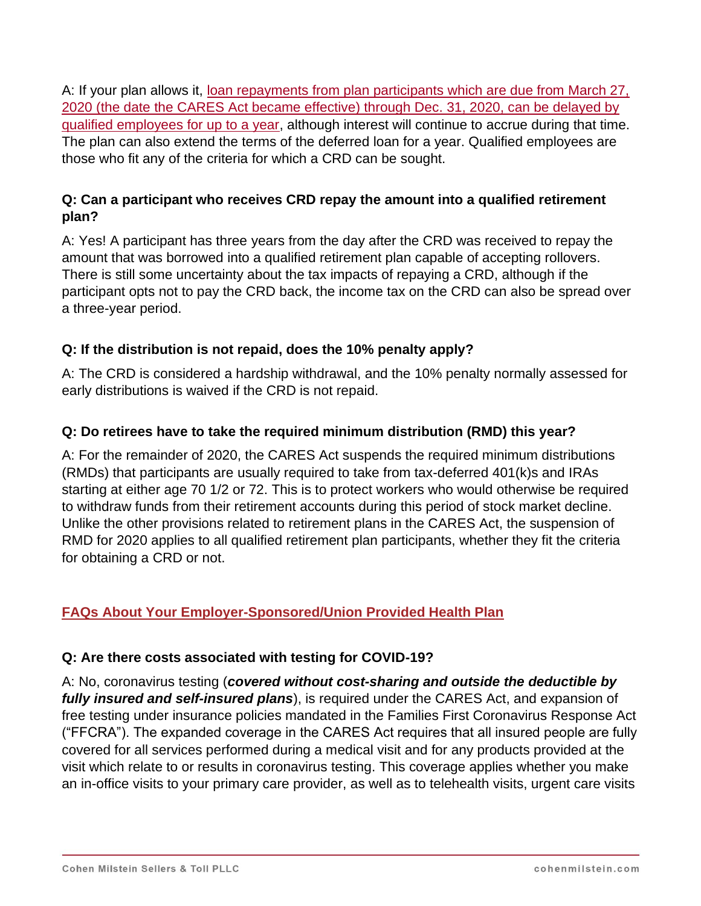A: If your plan allows it, loan repayments from plan participants which are due from March 27, 2020 (the date the CARES Act became effective) through Dec. 31, 2020, can be delayed by qualified employees for up to a year, although interest will continue to accrue during that time. The plan can also extend the terms of the deferred loan for a year. Qualified employees are those who fit any of the criteria for which a CRD can be sought.

**Q: Can a participant who receives CRD repay the amount into a qualified retirement plan?**

A: Yes! A participant has three years from the day after the CRD was received to repay the amount that was borrowed into a qualified retirement plan capable of accepting rollovers. There is still some uncertainty about the tax impacts of repaying a CRD, although if the participant opts not to pay the CRD back, the income tax on the CRD can also be spread over a three-year period.

**Q: If the distribution is not repaid, does the 10% penalty apply?**

A: The CRD is considered a hardship withdrawal, and the 10% penalty normally assessed for early distributions is waived if the CRD is not repaid.

**Q: Do retirees have to take the required minimum distribution (RMD) this year?**

A: For the remainder of 2020, the CARES Act suspends the required minimum distributions (RMDs) that participants are usually required to take from tax-deferred 401(k)s and IRAs starting at either age 70 1/2 or 72. This is to protect workers who would otherwise be required to withdraw funds from their retirement accounts during this period of stock market decline. Unlike the other provisions related to retirement plans in the CARES Act, the suspension of RMD for 2020 applies to all qualified retirement plan participants, whether they fit the criteria for obtaining a CRD or not.

## FAQs About Your Employer-Sponsored/Union Provided Health Plan

**Q: Are there costs associated with testing for COVID-19?**

A: No, coronavirus testing (***covered without cost-sharing and outside the deductible by fully insured and self-insured plans***), is required under the CARES Act, and expansion of free testing under insurance policies mandated in the Families First Coronavirus Response Act ("FFCRA"). The expanded coverage in the CARES Act requires that all insured people are fully covered for all services performed during a medical visit and for any products provided at the visit which relate to or results in coronavirus testing. This coverage applies whether you make an in-office visits to your primary care provider, as well as to telehealth visits, urgent care visits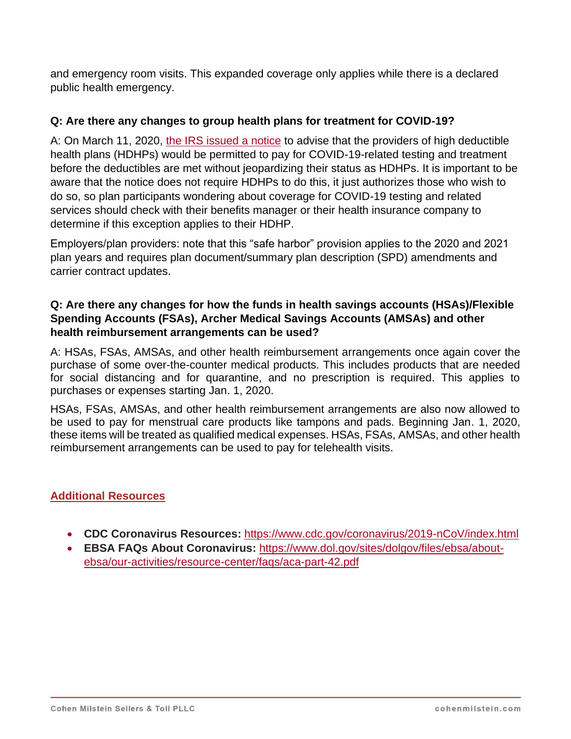and emergency room visits. This expanded coverage only applies while there is a declared public health emergency.

**Q: Are there any changes to group health plans for treatment for COVID-19?**

A: On March 11, 2020, [the IRS issued a notice]() to advise that the providers of high deductible health plans (HDHPs) would be permitted to pay for COVID-19-related testing and treatment before the deductibles are met without jeopardizing their status as HDHPs. It is important to be aware that the notice does not require HDHPs to do this, it just authorizes those who wish to do so, so plan participants wondering about coverage for COVID-19 testing and related services should check with their benefits manager or their health insurance company to determine if this exception applies to their HDHP.

Employers/plan providers: note that this "safe harbor" provision applies to the 2020 and 2021 plan years and requires plan document/summary plan description (SPD) amendments and carrier contract updates.

**Q: Are there any changes for how the funds in health savings accounts (HSAs)/Flexible Spending Accounts (FSAs), Archer Medical Savings Accounts (AMSAs) and other health reimbursement arrangements can be used?**

A: HSAs, FSAs, AMSAs, and other health reimbursement arrangements once again cover the purchase of some over-the-counter medical products. This includes products that are needed for social distancing and for quarantine, and no prescription is required. This applies to purchases or expenses starting Jan. 1, 2020.

HSAs, FSAs, AMSAs, and other health reimbursement arrangements are also now allowed to be used to pay for menstrual care products like tampons and pads. Beginning Jan. 1, 2020, these items will be treated as qualified medical expenses. HSAs, FSAs, AMSAs, and other health reimbursement arrangements can be used to pay for telehealth visits.

## Additional Resources

- **CDC Coronavirus Resources:** https://www.cdc.gov/coronavirus/2019-nCoV/index.html
- **EBSA FAQs About Coronavirus:** https://www.dol.gov/sites/dolgov/files/ebsa/about-ebsa/our-activities/resource-center/faqs/aca-part-42.pdf